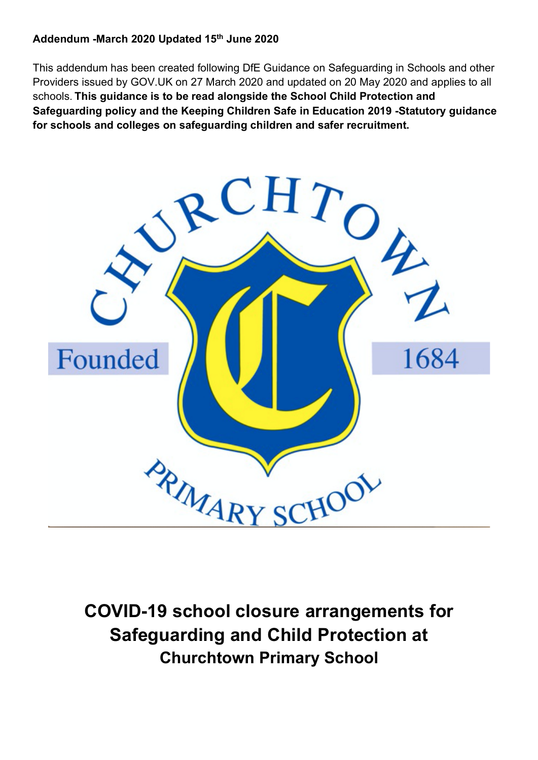**Addendum -March 2020 Updated 15th June 2020**

This addendum has been created following DfE Guidance on Safeguarding in Schools and other Providers issued by GOV.UK on 27 March 2020 and updated on 20 May 2020 and applies to all schools. **This guidance is to be read alongside the School Child Protection and Safeguarding policy and the Keeping Children Safe in Education 2019 -Statutory guidance for schools and colleges on safeguarding children and safer recruitment.**

CHURCHTOWN

Founded 1684

PRIMARY SCHOOL

# COVID-19 school closure arrangements for Safeguarding and Child Protection at Churchtown Primary School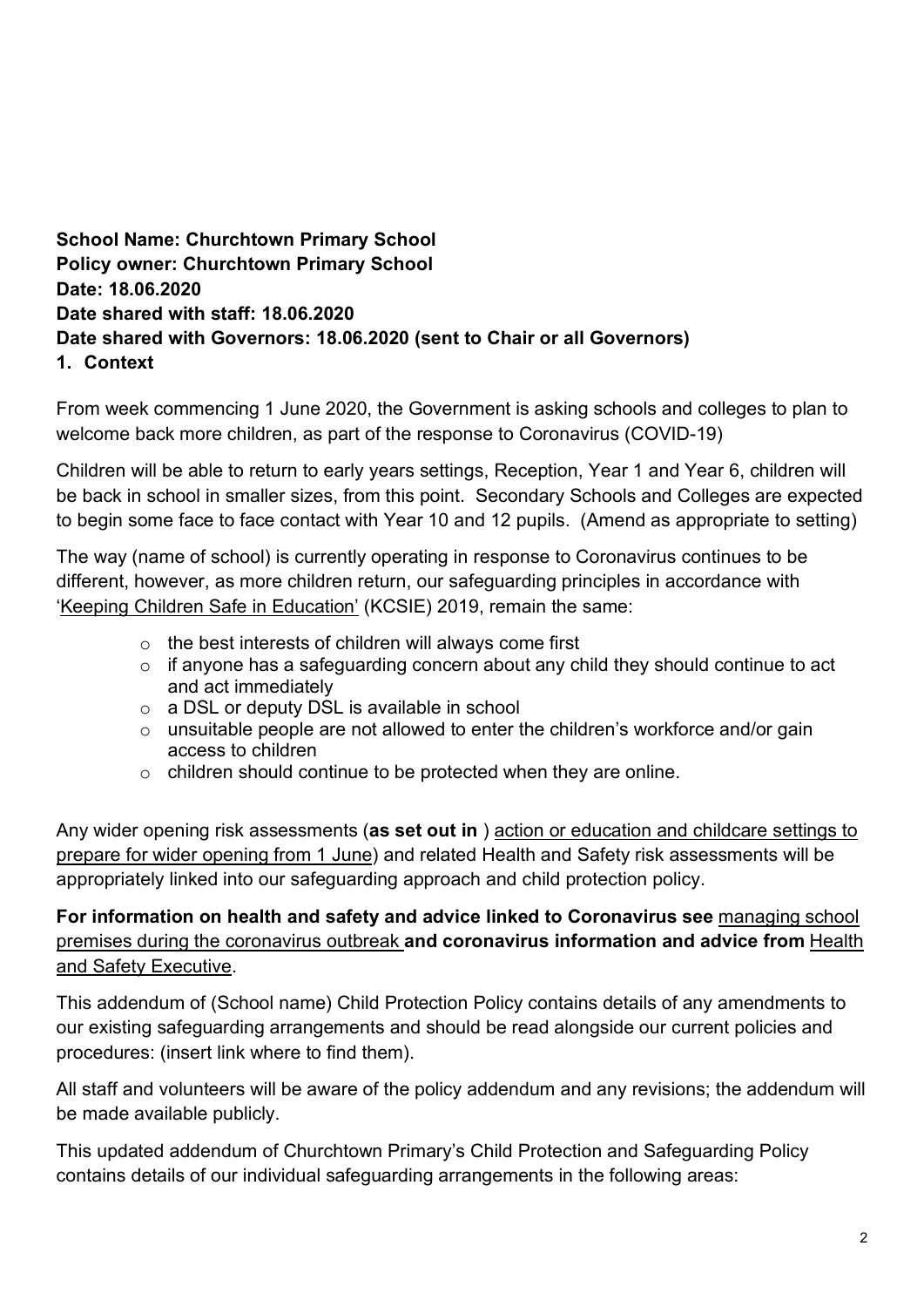**School Name: Churchtown Primary School**
**Policy owner: Churchtown Primary School**
**Date: 18.06.2020**
**Date shared with staff: 18.06.2020**
**Date shared with Governors: 18.06.2020 (sent to Chair or all Governors)**

## 1. Context

From week commencing 1 June 2020, the Government is asking schools and colleges to plan to welcome back more children, as part of the response to Coronavirus (COVID-19)

Children will be able to return to early years settings, Reception, Year 1 and Year 6, children will be back in school in smaller sizes, from this point. Secondary Schools and Colleges are expected to begin some face to face contact with Year 10 and 12 pupils. (Amend as appropriate to setting)

The way (name of school) is currently operating in response to Coronavirus continues to be different, however, as more children return, our safeguarding principles in accordance with 'Keeping Children Safe in Education' (KCSIE) 2019, remain the same:

- the best interests of children will always come first
- if anyone has a safeguarding concern about any child they should continue to act and act immediately
- a DSL or deputy DSL is available in school
- unsuitable people are not allowed to enter the children's workforce and/or gain access to children
- children should continue to be protected when they are online.

Any wider opening risk assessments (**as set out in** ) action or education and childcare settings to prepare for wider opening from 1 June) and related Health and Safety risk assessments will be appropriately linked into our safeguarding approach and child protection policy.

**For information on health and safety and advice linked to Coronavirus see** managing school premises during the coronavirus outbreak **and coronavirus information and advice from** Health and Safety Executive.

This addendum of (School name) Child Protection Policy contains details of any amendments to our existing safeguarding arrangements and should be read alongside our current policies and procedures: (insert link where to find them).

All staff and volunteers will be aware of the policy addendum and any revisions; the addendum will be made available publicly.

This updated addendum of Churchtown Primary's Child Protection and Safeguarding Policy contains details of our individual safeguarding arrangements in the following areas: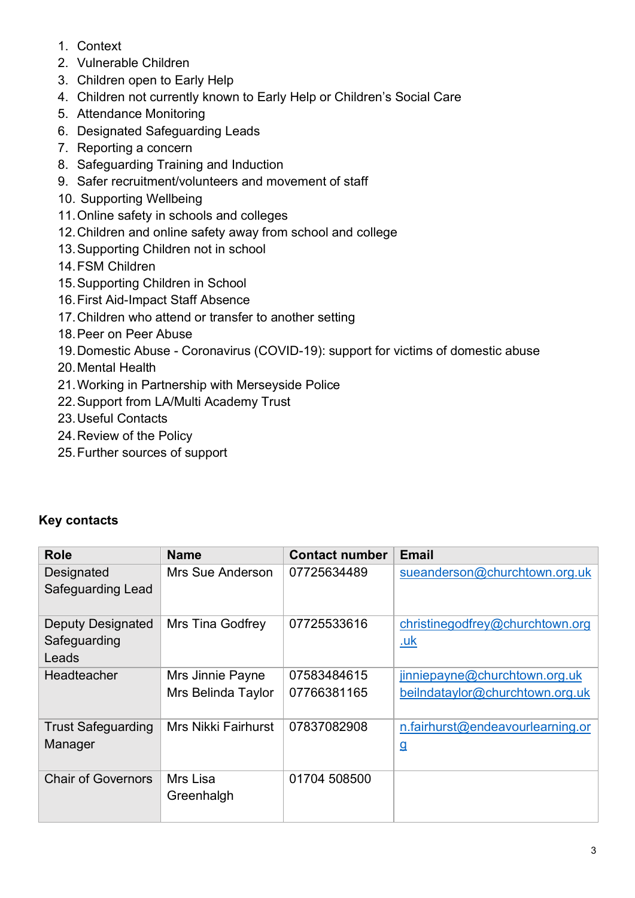1. Context
2. Vulnerable Children
3. Children open to Early Help
4. Children not currently known to Early Help or Children's Social Care
5. Attendance Monitoring
6. Designated Safeguarding Leads
7. Reporting a concern
8. Safeguarding Training and Induction
9. Safer recruitment/volunteers and movement of staff
10. Supporting Wellbeing
11. Online safety in schools and colleges
12. Children and online safety away from school and college
13. Supporting Children not in school
14. FSM Children
15. Supporting Children in School
16. First Aid-Impact Staff Absence
17. Children who attend or transfer to another setting
18. Peer on Peer Abuse
19. Domestic Abuse - Coronavirus (COVID-19): support for victims of domestic abuse
20. Mental Health
21. Working in Partnership with Merseyside Police
22. Support from LA/Multi Academy Trust
23. Useful Contacts
24. Review of the Policy
25. Further sources of support

**Key contacts**

| Role | Name | Contact number | Email |
|---|---|---|---|
| Designated Safeguarding Lead | Mrs Sue Anderson | 07725634489 | sueanderson@churchtown.org.uk |
| Deputy Designated Safeguarding Leads | Mrs Tina Godfrey | 07725533616 | christinegodfrey@churchtown.org.uk |
| Headteacher | Mrs Jinnie Payne<br>Mrs Belinda Taylor | 07583484615<br>07766381165 | jinniepayne@churchtown.org.uk<br>beilndataylor@churchtown.org.uk |
| Trust Safeguarding Manager | Mrs Nikki Fairhurst | 07837082908 | n.fairhurst@endeavourlearning.org |
| Chair of Governors | Mrs Lisa Greenhalgh | 01704 508500 | |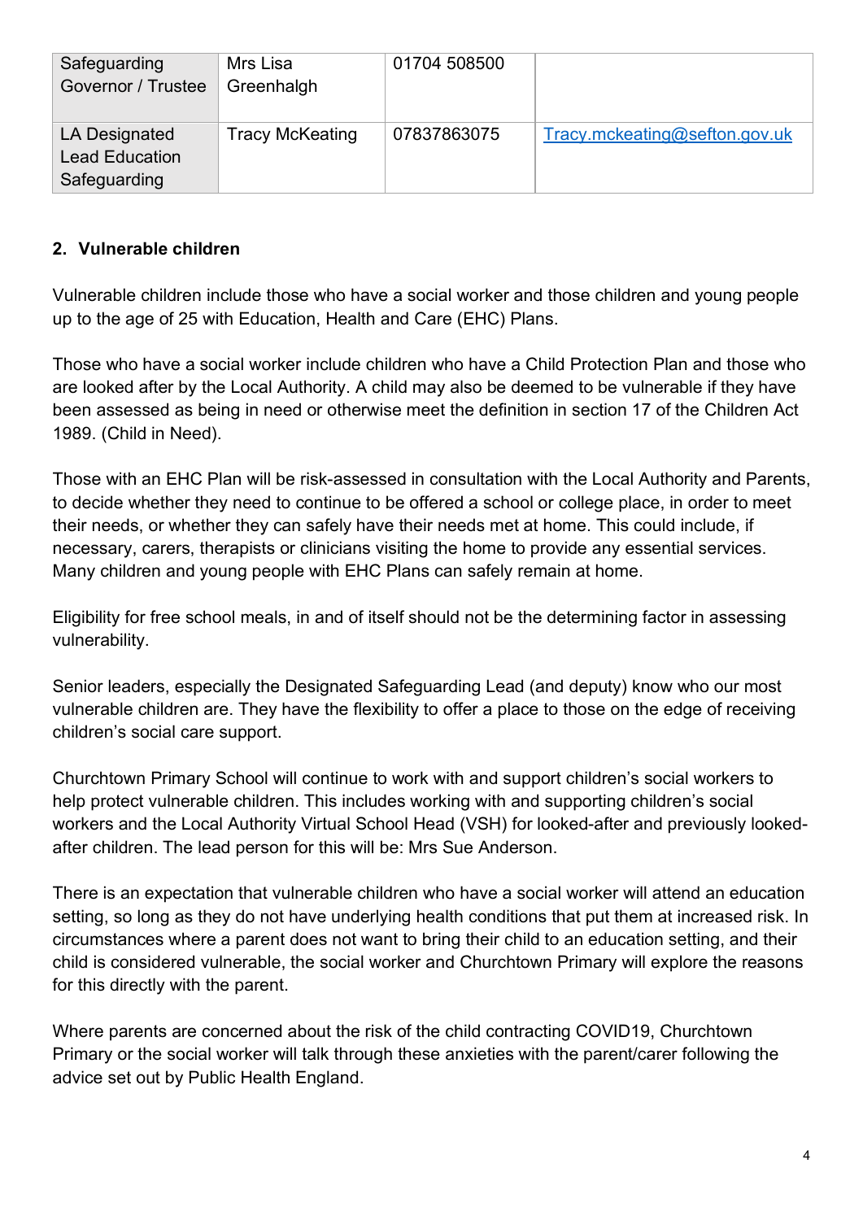| Safeguarding Governor / Trustee | Mrs Lisa Greenhalgh | 01704 508500 | |
|---|---|---|---|
| LA Designated Lead Education Safeguarding | Tracy McKeating | 07837863075 | Tracy.mckeating@sefton.gov.uk |

## 2. Vulnerable children

Vulnerable children include those who have a social worker and those children and young people up to the age of 25 with Education, Health and Care (EHC) Plans.

Those who have a social worker include children who have a Child Protection Plan and those who are looked after by the Local Authority. A child may also be deemed to be vulnerable if they have been assessed as being in need or otherwise meet the definition in section 17 of the Children Act 1989. (Child in Need).

Those with an EHC Plan will be risk-assessed in consultation with the Local Authority and Parents, to decide whether they need to continue to be offered a school or college place, in order to meet their needs, or whether they can safely have their needs met at home. This could include, if necessary, carers, therapists or clinicians visiting the home to provide any essential services. Many children and young people with EHC Plans can safely remain at home.

Eligibility for free school meals, in and of itself should not be the determining factor in assessing vulnerability.

Senior leaders, especially the Designated Safeguarding Lead (and deputy) know who our most vulnerable children are. They have the flexibility to offer a place to those on the edge of receiving children's social care support.

Churchtown Primary School will continue to work with and support children's social workers to help protect vulnerable children. This includes working with and supporting children's social workers and the Local Authority Virtual School Head (VSH) for looked-after and previously looked-after children. The lead person for this will be: Mrs Sue Anderson.

There is an expectation that vulnerable children who have a social worker will attend an education setting, so long as they do not have underlying health conditions that put them at increased risk. In circumstances where a parent does not want to bring their child to an education setting, and their child is considered vulnerable, the social worker and Churchtown Primary will explore the reasons for this directly with the parent.

Where parents are concerned about the risk of the child contracting COVID19, Churchtown Primary or the social worker will talk through these anxieties with the parent/carer following the advice set out by Public Health England.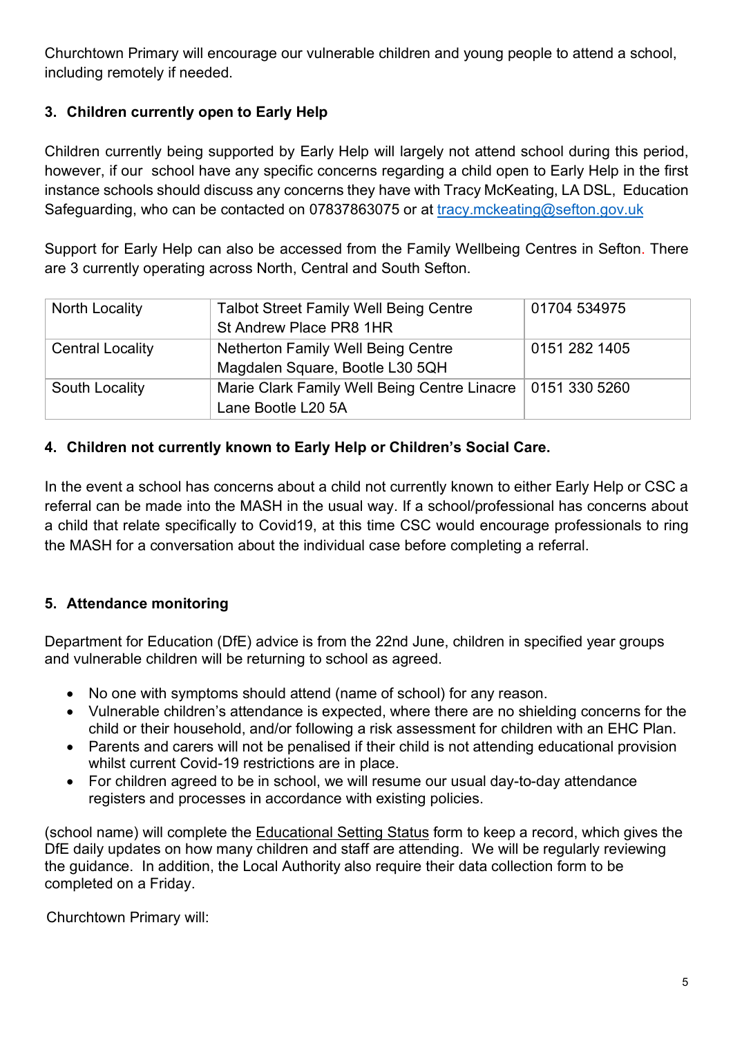Churchtown Primary will encourage our vulnerable children and young people to attend a school, including remotely if needed.

## 3. Children currently open to Early Help

Children currently being supported by Early Help will largely not attend school during this period, however, if our school have any specific concerns regarding a child open to Early Help in the first instance schools should discuss any concerns they have with Tracy McKeating, LA DSL, Education Safeguarding, who can be contacted on 07837863075 or at tracy.mckeating@sefton.gov.uk

Support for Early Help can also be accessed from the Family Wellbeing Centres in Sefton. There are 3 currently operating across North, Central and South Sefton.

| | | |
|---|---|---|
| North Locality | Talbot Street Family Well Being Centre St Andrew Place PR8 1HR | 01704 534975 |
| Central Locality | Netherton Family Well Being Centre Magdalen Square, Bootle L30 5QH | 0151 282 1405 |
| South Locality | Marie Clark Family Well Being Centre Linacre Lane Bootle L20 5A | 0151 330 5260 |

## 4. Children not currently known to Early Help or Children's Social Care.

In the event a school has concerns about a child not currently known to either Early Help or CSC a referral can be made into the MASH in the usual way. If a school/professional has concerns about a child that relate specifically to Covid19, at this time CSC would encourage professionals to ring the MASH for a conversation about the individual case before completing a referral.

## 5. Attendance monitoring

Department for Education (DfE) advice is from the 22nd June, children in specified year groups and vulnerable children will be returning to school as agreed.

- No one with symptoms should attend (name of school) for any reason.
- Vulnerable children's attendance is expected, where there are no shielding concerns for the child or their household, and/or following a risk assessment for children with an EHC Plan.
- Parents and carers will not be penalised if their child is not attending educational provision whilst current Covid-19 restrictions are in place.
- For children agreed to be in school, we will resume our usual day-to-day attendance registers and processes in accordance with existing policies.

(school name) will complete the Educational Setting Status form to keep a record, which gives the DfE daily updates on how many children and staff are attending. We will be regularly reviewing the guidance. In addition, the Local Authority also require their data collection form to be completed on a Friday.

Churchtown Primary will: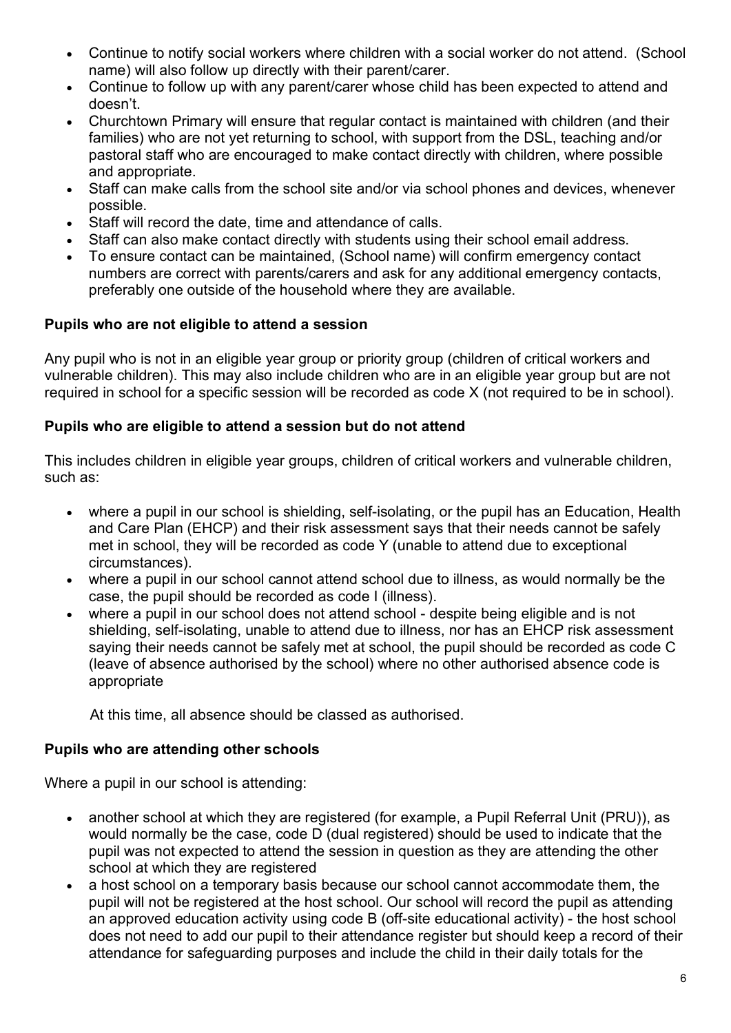- Continue to notify social workers where children with a social worker do not attend. (School name) will also follow up directly with their parent/carer.
- Continue to follow up with any parent/carer whose child has been expected to attend and doesn't.
- Churchtown Primary will ensure that regular contact is maintained with children (and their families) who are not yet returning to school, with support from the DSL, teaching and/or pastoral staff who are encouraged to make contact directly with children, where possible and appropriate.
- Staff can make calls from the school site and/or via school phones and devices, whenever possible.
- Staff will record the date, time and attendance of calls.
- Staff can also make contact directly with students using their school email address.
- To ensure contact can be maintained, (School name) will confirm emergency contact numbers are correct with parents/carers and ask for any additional emergency contacts, preferably one outside of the household where they are available.

**Pupils who are not eligible to attend a session**

Any pupil who is not in an eligible year group or priority group (children of critical workers and vulnerable children). This may also include children who are in an eligible year group but are not required in school for a specific session will be recorded as code X (not required to be in school).

**Pupils who are eligible to attend a session but do not attend**

This includes children in eligible year groups, children of critical workers and vulnerable children, such as:

- where a pupil in our school is shielding, self-isolating, or the pupil has an Education, Health and Care Plan (EHCP) and their risk assessment says that their needs cannot be safely met in school, they will be recorded as code Y (unable to attend due to exceptional circumstances).
- where a pupil in our school cannot attend school due to illness, as would normally be the case, the pupil should be recorded as code I (illness).
- where a pupil in our school does not attend school - despite being eligible and is not shielding, self-isolating, unable to attend due to illness, nor has an EHCP risk assessment saying their needs cannot be safely met at school, the pupil should be recorded as code C (leave of absence authorised by the school) where no other authorised absence code is appropriate

  At this time, all absence should be classed as authorised.

**Pupils who are attending other schools**

Where a pupil in our school is attending:

- another school at which they are registered (for example, a Pupil Referral Unit (PRU)), as would normally be the case, code D (dual registered) should be used to indicate that the pupil was not expected to attend the session in question as they are attending the other school at which they are registered
- a host school on a temporary basis because our school cannot accommodate them, the pupil will not be registered at the host school. Our school will record the pupil as attending an approved education activity using code B (off-site educational activity) - the host school does not need to add our pupil to their attendance register but should keep a record of their attendance for safeguarding purposes and include the child in their daily totals for the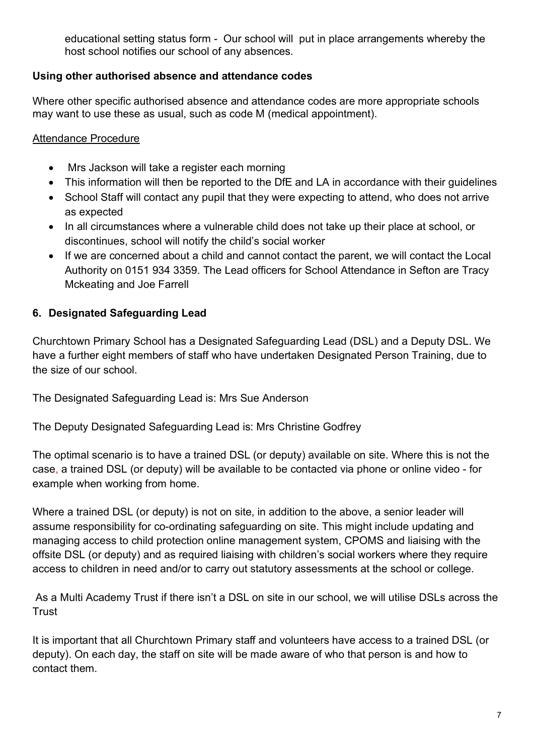educational setting status form - Our school will put in place arrangements whereby the host school notifies our school of any absences.

**Using other authorised absence and attendance codes**

Where other specific authorised absence and attendance codes are more appropriate schools may want to use these as usual, such as code M (medical appointment).

Attendance Procedure

- Mrs Jackson will take a register each morning
- This information will then be reported to the DfE and LA in accordance with their guidelines
- School Staff will contact any pupil that they were expecting to attend, who does not arrive as expected
- In all circumstances where a vulnerable child does not take up their place at school, or discontinues, school will notify the child's social worker
- If we are concerned about a child and cannot contact the parent, we will contact the Local Authority on 0151 934 3359. The Lead officers for School Attendance in Sefton are Tracy Mckeating and Joe Farrell

## 6. Designated Safeguarding Lead

Churchtown Primary School has a Designated Safeguarding Lead (DSL) and a Deputy DSL. We have a further eight members of staff who have undertaken Designated Person Training, due to the size of our school.

The Designated Safeguarding Lead is: Mrs Sue Anderson

The Deputy Designated Safeguarding Lead is: Mrs Christine Godfrey

The optimal scenario is to have a trained DSL (or deputy) available on site. Where this is not the case, a trained DSL (or deputy) will be available to be contacted via phone or online video - for example when working from home.

Where a trained DSL (or deputy) is not on site, in addition to the above, a senior leader will assume responsibility for co-ordinating safeguarding on site. This might include updating and managing access to child protection online management system, CPOMS and liaising with the offsite DSL (or deputy) and as required liaising with children's social workers where they require access to children in need and/or to carry out statutory assessments at the school or college.

As a Multi Academy Trust if there isn't a DSL on site in our school, we will utilise DSLs across the Trust

It is important that all Churchtown Primary staff and volunteers have access to a trained DSL (or deputy). On each day, the staff on site will be made aware of who that person is and how to contact them.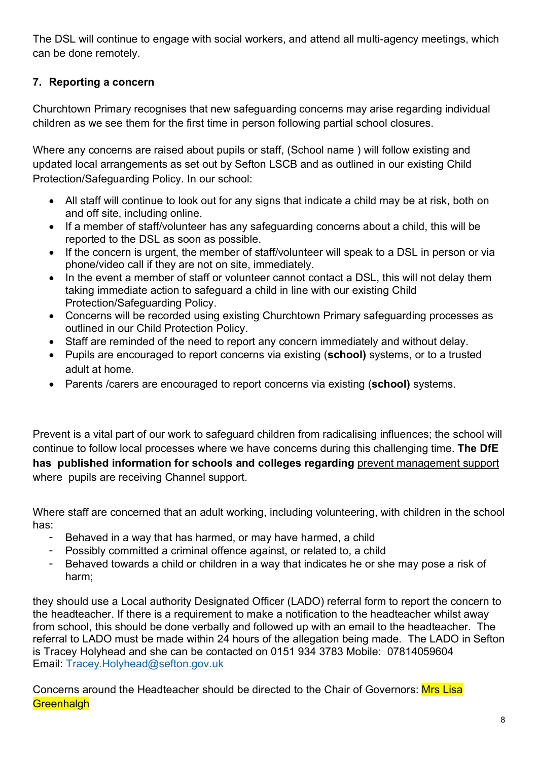The DSL will continue to engage with social workers, and attend all multi-agency meetings, which can be done remotely.

## 7. Reporting a concern

Churchtown Primary recognises that new safeguarding concerns may arise regarding individual children as we see them for the first time in person following partial school closures.

Where any concerns are raised about pupils or staff, (School name ) will follow existing and updated local arrangements as set out by Sefton LSCB and as outlined in our existing Child Protection/Safeguarding Policy. In our school:

- All staff will continue to look out for any signs that indicate a child may be at risk, both on and off site, including online.
- If a member of staff/volunteer has any safeguarding concerns about a child, this will be reported to the DSL as soon as possible.
- If the concern is urgent, the member of staff/volunteer will speak to a DSL in person or via phone/video call if they are not on site, immediately.
- In the event a member of staff or volunteer cannot contact a DSL, this will not delay them taking immediate action to safeguard a child in line with our existing Child Protection/Safeguarding Policy.
- Concerns will be recorded using existing Churchtown Primary safeguarding processes as outlined in our Child Protection Policy.
- Staff are reminded of the need to report any concern immediately and without delay.
- Pupils are encouraged to report concerns via existing (**school)** systems, or to a trusted adult at home.
- Parents /carers are encouraged to report concerns via existing (**school)** systems.

Prevent is a vital part of our work to safeguard children from radicalising influences; the school will continue to follow local processes where we have concerns during this challenging time. **The DfE has published information for schools and colleges regarding** prevent management support where pupils are receiving Channel support.

Where staff are concerned that an adult working, including volunteering, with children in the school has:

- Behaved in a way that has harmed, or may have harmed, a child
- Possibly committed a criminal offence against, or related to, a child
- Behaved towards a child or children in a way that indicates he or she may pose a risk of harm;

they should use a Local authority Designated Officer (LADO) referral form to report the concern to the headteacher. If there is a requirement to make a notification to the headteacher whilst away from school, this should be done verbally and followed up with an email to the headteacher. The referral to LADO must be made within 24 hours of the allegation being made. The LADO in Sefton is Tracey Holyhead and she can be contacted on 0151 934 3783 Mobile: 07814059604
Email: Tracey.Holyhead@sefton.gov.uk

Concerns around the Headteacher should be directed to the Chair of Governors: Mrs Lisa Greenhalgh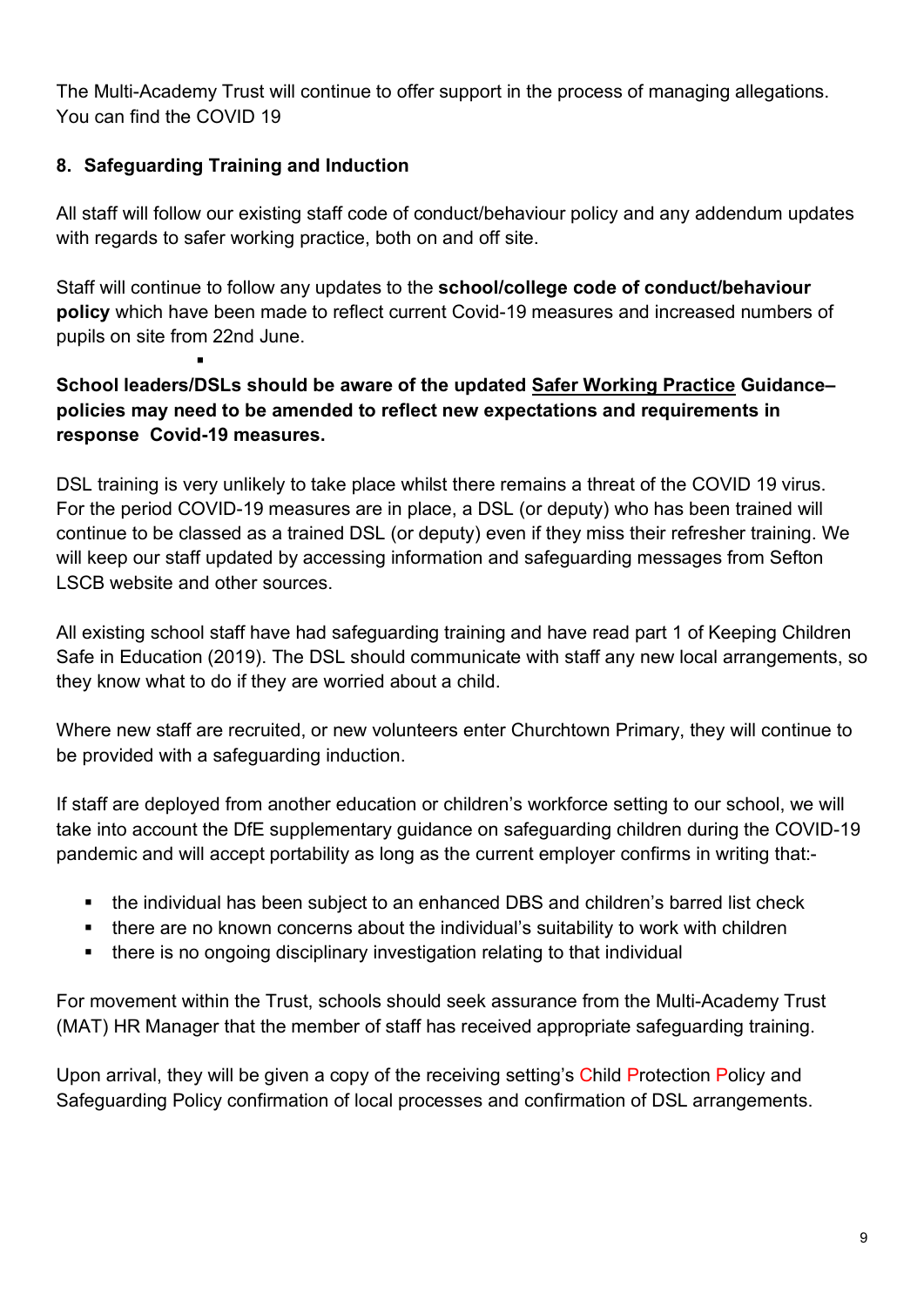The Multi-Academy Trust will continue to offer support in the process of managing allegations. You can find the COVID 19

## 8. Safeguarding Training and Induction

All staff will follow our existing staff code of conduct/behaviour policy and any addendum updates with regards to safer working practice, both on and off site.

Staff will continue to follow any updates to the **school/college code of conduct/behaviour policy** which have been made to reflect current Covid-19 measures and increased numbers of pupils on site from 22nd June.

**School leaders/DSLs should be aware of the updated Safer Working Practice Guidance– policies may need to be amended to reflect new expectations and requirements in response Covid-19 measures.**

DSL training is very unlikely to take place whilst there remains a threat of the COVID 19 virus. For the period COVID-19 measures are in place, a DSL (or deputy) who has been trained will continue to be classed as a trained DSL (or deputy) even if they miss their refresher training. We will keep our staff updated by accessing information and safeguarding messages from Sefton LSCB website and other sources.

All existing school staff have had safeguarding training and have read part 1 of Keeping Children Safe in Education (2019). The DSL should communicate with staff any new local arrangements, so they know what to do if they are worried about a child.

Where new staff are recruited, or new volunteers enter Churchtown Primary, they will continue to be provided with a safeguarding induction.

If staff are deployed from another education or children's workforce setting to our school, we will take into account the DfE supplementary guidance on safeguarding children during the COVID-19 pandemic and will accept portability as long as the current employer confirms in writing that:-

- the individual has been subject to an enhanced DBS and children's barred list check
- there are no known concerns about the individual's suitability to work with children
- there is no ongoing disciplinary investigation relating to that individual

For movement within the Trust, schools should seek assurance from the Multi-Academy Trust (MAT) HR Manager that the member of staff has received appropriate safeguarding training.

Upon arrival, they will be given a copy of the receiving setting's Child Protection Policy and Safeguarding Policy confirmation of local processes and confirmation of DSL arrangements.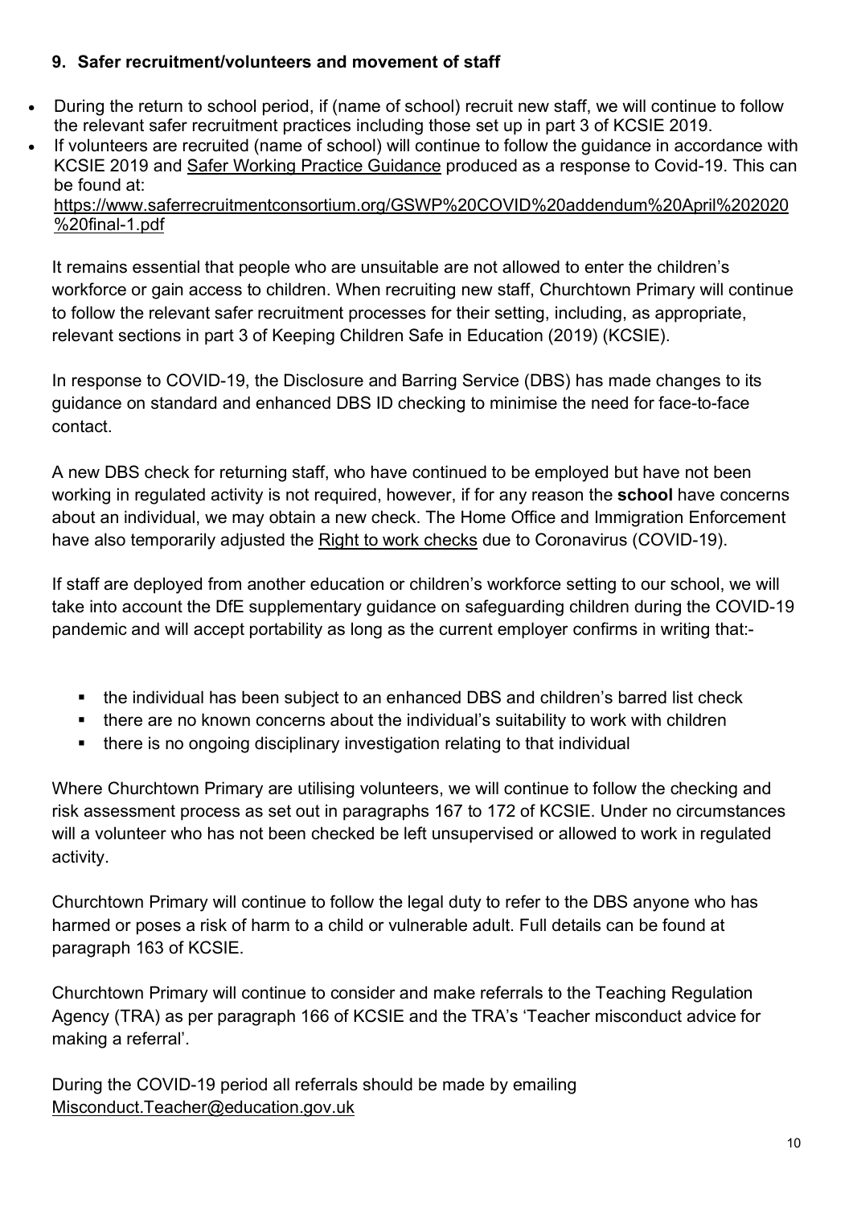## 9. Safer recruitment/volunteers and movement of staff

- During the return to school period, if (name of school) recruit new staff, we will continue to follow the relevant safer recruitment practices including those set up in part 3 of KCSIE 2019.
- If volunteers are recruited (name of school) will continue to follow the guidance in accordance with KCSIE 2019 and Safer Working Practice Guidance produced as a response to Covid-19. This can be found at: https://www.saferrecruitmentconsortium.org/GSWP%20COVID%20addendum%20April%202020%20final-1.pdf

It remains essential that people who are unsuitable are not allowed to enter the children's workforce or gain access to children. When recruiting new staff, Churchtown Primary will continue to follow the relevant safer recruitment processes for their setting, including, as appropriate, relevant sections in part 3 of Keeping Children Safe in Education (2019) (KCSIE).

In response to COVID-19, the Disclosure and Barring Service (DBS) has made changes to its guidance on standard and enhanced DBS ID checking to minimise the need for face-to-face contact.

A new DBS check for returning staff, who have continued to be employed but have not been working in regulated activity is not required, however, if for any reason the **school** have concerns about an individual, we may obtain a new check. The Home Office and Immigration Enforcement have also temporarily adjusted the Right to work checks due to Coronavirus (COVID-19).

If staff are deployed from another education or children's workforce setting to our school, we will take into account the DfE supplementary guidance on safeguarding children during the COVID-19 pandemic and will accept portability as long as the current employer confirms in writing that:-

- the individual has been subject to an enhanced DBS and children's barred list check
- there are no known concerns about the individual's suitability to work with children
- there is no ongoing disciplinary investigation relating to that individual

Where Churchtown Primary are utilising volunteers, we will continue to follow the checking and risk assessment process as set out in paragraphs 167 to 172 of KCSIE. Under no circumstances will a volunteer who has not been checked be left unsupervised or allowed to work in regulated activity.

Churchtown Primary will continue to follow the legal duty to refer to the DBS anyone who has harmed or poses a risk of harm to a child or vulnerable adult. Full details can be found at paragraph 163 of KCSIE.

Churchtown Primary will continue to consider and make referrals to the Teaching Regulation Agency (TRA) as per paragraph 166 of KCSIE and the TRA's 'Teacher misconduct advice for making a referral'.

During the COVID-19 period all referrals should be made by emailing Misconduct.Teacher@education.gov.uk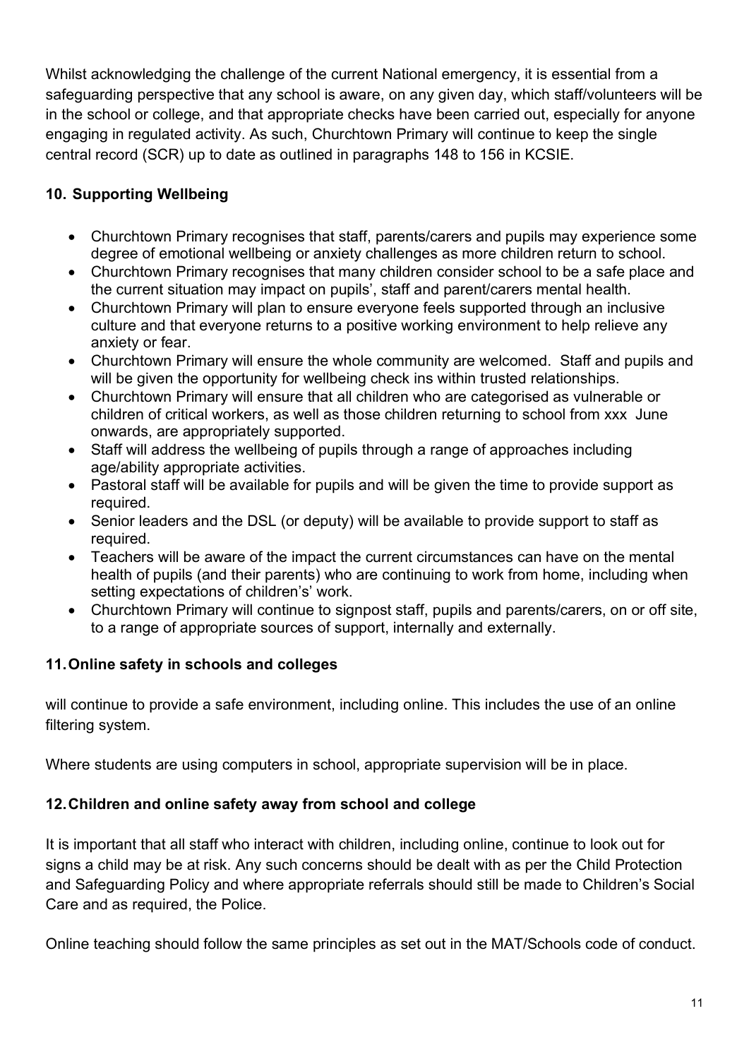Whilst acknowledging the challenge of the current National emergency, it is essential from a safeguarding perspective that any school is aware, on any given day, which staff/volunteers will be in the school or college, and that appropriate checks have been carried out, especially for anyone engaging in regulated activity. As such, Churchtown Primary will continue to keep the single central record (SCR) up to date as outlined in paragraphs 148 to 156 in KCSIE.

## 10. Supporting Wellbeing

- Churchtown Primary recognises that staff, parents/carers and pupils may experience some degree of emotional wellbeing or anxiety challenges as more children return to school.
- Churchtown Primary recognises that many children consider school to be a safe place and the current situation may impact on pupils', staff and parent/carers mental health.
- Churchtown Primary will plan to ensure everyone feels supported through an inclusive culture and that everyone returns to a positive working environment to help relieve any anxiety or fear.
- Churchtown Primary will ensure the whole community are welcomed. Staff and pupils and will be given the opportunity for wellbeing check ins within trusted relationships.
- Churchtown Primary will ensure that all children who are categorised as vulnerable or children of critical workers, as well as those children returning to school from xxx June onwards, are appropriately supported.
- Staff will address the wellbeing of pupils through a range of approaches including age/ability appropriate activities.
- Pastoral staff will be available for pupils and will be given the time to provide support as required.
- Senior leaders and the DSL (or deputy) will be available to provide support to staff as required.
- Teachers will be aware of the impact the current circumstances can have on the mental health of pupils (and their parents) who are continuing to work from home, including when setting expectations of children's' work.
- Churchtown Primary will continue to signpost staff, pupils and parents/carers, on or off site, to a range of appropriate sources of support, internally and externally.

## 11. Online safety in schools and colleges

will continue to provide a safe environment, including online. This includes the use of an online filtering system.

Where students are using computers in school, appropriate supervision will be in place.

## 12. Children and online safety away from school and college

It is important that all staff who interact with children, including online, continue to look out for signs a child may be at risk. Any such concerns should be dealt with as per the Child Protection and Safeguarding Policy and where appropriate referrals should still be made to Children's Social Care and as required, the Police.

Online teaching should follow the same principles as set out in the MAT/Schools code of conduct.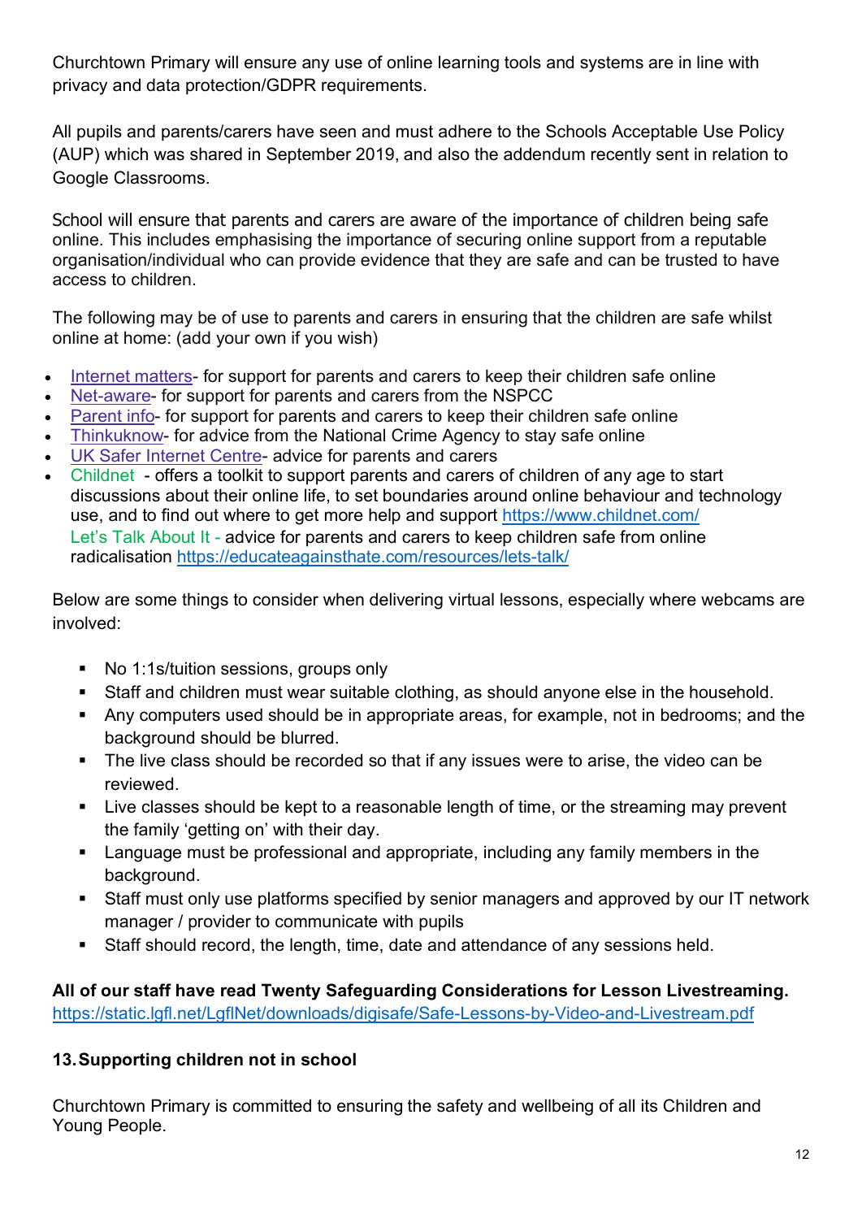Churchtown Primary will ensure any use of online learning tools and systems are in line with privacy and data protection/GDPR requirements.

All pupils and parents/carers have seen and must adhere to the Schools Acceptable Use Policy (AUP) which was shared in September 2019, and also the addendum recently sent in relation to Google Classrooms.

School will ensure that parents and carers are aware of the importance of children being safe online. This includes emphasising the importance of securing online support from a reputable organisation/individual who can provide evidence that they are safe and can be trusted to have access to children.

The following may be of use to parents and carers in ensuring that the children are safe whilst online at home: (add your own if you wish)

- Internet matters- for support for parents and carers to keep their children safe online
- Net-aware- for support for parents and carers from the NSPCC
- Parent info- for support for parents and carers to keep their children safe online
- Thinkuknow- for advice from the National Crime Agency to stay safe online
- UK Safer Internet Centre- advice for parents and carers
- Childnet - offers a toolkit to support parents and carers of children of any age to start discussions about their online life, to set boundaries around online behaviour and technology use, and to find out where to get more help and support https://www.childnet.com/
  Let's Talk About It - advice for parents and carers to keep children safe from online radicalisation https://educateagainsthate.com/resources/lets-talk/

Below are some things to consider when delivering virtual lessons, especially where webcams are involved:

- No 1:1s/tuition sessions, groups only
- Staff and children must wear suitable clothing, as should anyone else in the household.
- Any computers used should be in appropriate areas, for example, not in bedrooms; and the background should be blurred.
- The live class should be recorded so that if any issues were to arise, the video can be reviewed.
- Live classes should be kept to a reasonable length of time, or the streaming may prevent the family 'getting on' with their day.
- Language must be professional and appropriate, including any family members in the background.
- Staff must only use platforms specified by senior managers and approved by our IT network manager / provider to communicate with pupils
- Staff should record, the length, time, date and attendance of any sessions held.

**All of our staff have read Twenty Safeguarding Considerations for Lesson Livestreaming.**
https://static.lgfl.net/LgflNet/downloads/digisafe/Safe-Lessons-by-Video-and-Livestream.pdf

## 13. Supporting children not in school

Churchtown Primary is committed to ensuring the safety and wellbeing of all its Children and Young People.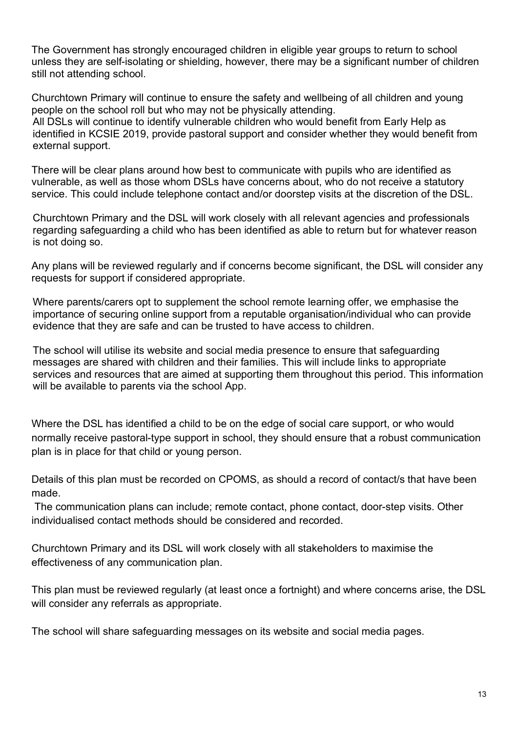The Government has strongly encouraged children in eligible year groups to return to school unless they are self-isolating or shielding, however, there may be a significant number of children still not attending school.

Churchtown Primary will continue to ensure the safety and wellbeing of all children and young people on the school roll but who may not be physically attending.
All DSLs will continue to identify vulnerable children who would benefit from Early Help as identified in KCSIE 2019, provide pastoral support and consider whether they would benefit from external support.

There will be clear plans around how best to communicate with pupils who are identified as vulnerable, as well as those whom DSLs have concerns about, who do not receive a statutory service. This could include telephone contact and/or doorstep visits at the discretion of the DSL.

Churchtown Primary and the DSL will work closely with all relevant agencies and professionals regarding safeguarding a child who has been identified as able to return but for whatever reason is not doing so.

Any plans will be reviewed regularly and if concerns become significant, the DSL will consider any requests for support if considered appropriate.

Where parents/carers opt to supplement the school remote learning offer, we emphasise the importance of securing online support from a reputable organisation/individual who can provide evidence that they are safe and can be trusted to have access to children.

The school will utilise its website and social media presence to ensure that safeguarding messages are shared with children and their families. This will include links to appropriate services and resources that are aimed at supporting them throughout this period. This information will be available to parents via the school App.

Where the DSL has identified a child to be on the edge of social care support, or who would normally receive pastoral-type support in school, they should ensure that a robust communication plan is in place for that child or young person.

Details of this plan must be recorded on CPOMS, as should a record of contact/s that have been made.
The communication plans can include; remote contact, phone contact, door-step visits. Other individualised contact methods should be considered and recorded.

Churchtown Primary and its DSL will work closely with all stakeholders to maximise the effectiveness of any communication plan.

This plan must be reviewed regularly (at least once a fortnight) and where concerns arise, the DSL will consider any referrals as appropriate.

The school will share safeguarding messages on its website and social media pages.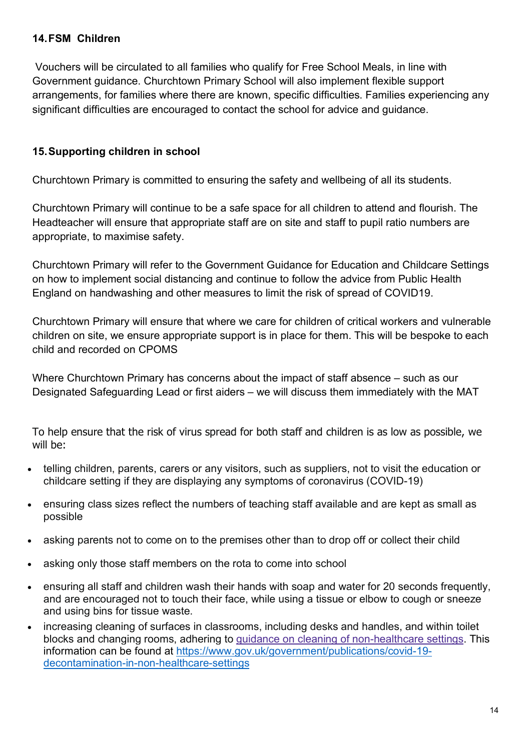## 14. FSM Children

Vouchers will be circulated to all families who qualify for Free School Meals, in line with Government guidance. Churchtown Primary School will also implement flexible support arrangements, for families where there are known, specific difficulties. Families experiencing any significant difficulties are encouraged to contact the school for advice and guidance.

## 15. Supporting children in school

Churchtown Primary is committed to ensuring the safety and wellbeing of all its students.

Churchtown Primary will continue to be a safe space for all children to attend and flourish. The Headteacher will ensure that appropriate staff are on site and staff to pupil ratio numbers are appropriate, to maximise safety.

Churchtown Primary will refer to the Government Guidance for Education and Childcare Settings on how to implement social distancing and continue to follow the advice from Public Health England on handwashing and other measures to limit the risk of spread of COVID19.

Churchtown Primary will ensure that where we care for children of critical workers and vulnerable children on site, we ensure appropriate support is in place for them. This will be bespoke to each child and recorded on CPOMS

Where Churchtown Primary has concerns about the impact of staff absence – such as our Designated Safeguarding Lead or first aiders – we will discuss them immediately with the MAT

To help ensure that the risk of virus spread for both staff and children is as low as possible, we will be:

- telling children, parents, carers or any visitors, such as suppliers, not to visit the education or childcare setting if they are displaying any symptoms of coronavirus (COVID-19)
- ensuring class sizes reflect the numbers of teaching staff available and are kept as small as possible
- asking parents not to come on to the premises other than to drop off or collect their child
- asking only those staff members on the rota to come into school
- ensuring all staff and children wash their hands with soap and water for 20 seconds frequently, and are encouraged not to touch their face, while using a tissue or elbow to cough or sneeze and using bins for tissue waste.
- increasing cleaning of surfaces in classrooms, including desks and handles, and within toilet blocks and changing rooms, adhering to [guidance on cleaning of non-healthcare settings](https://www.gov.uk/government/publications/covid-19-decontamination-in-non-healthcare-settings). This information can be found at [https://www.gov.uk/government/publications/covid-19-decontamination-in-non-healthcare-settings](https://www.gov.uk/government/publications/covid-19-decontamination-in-non-healthcare-settings)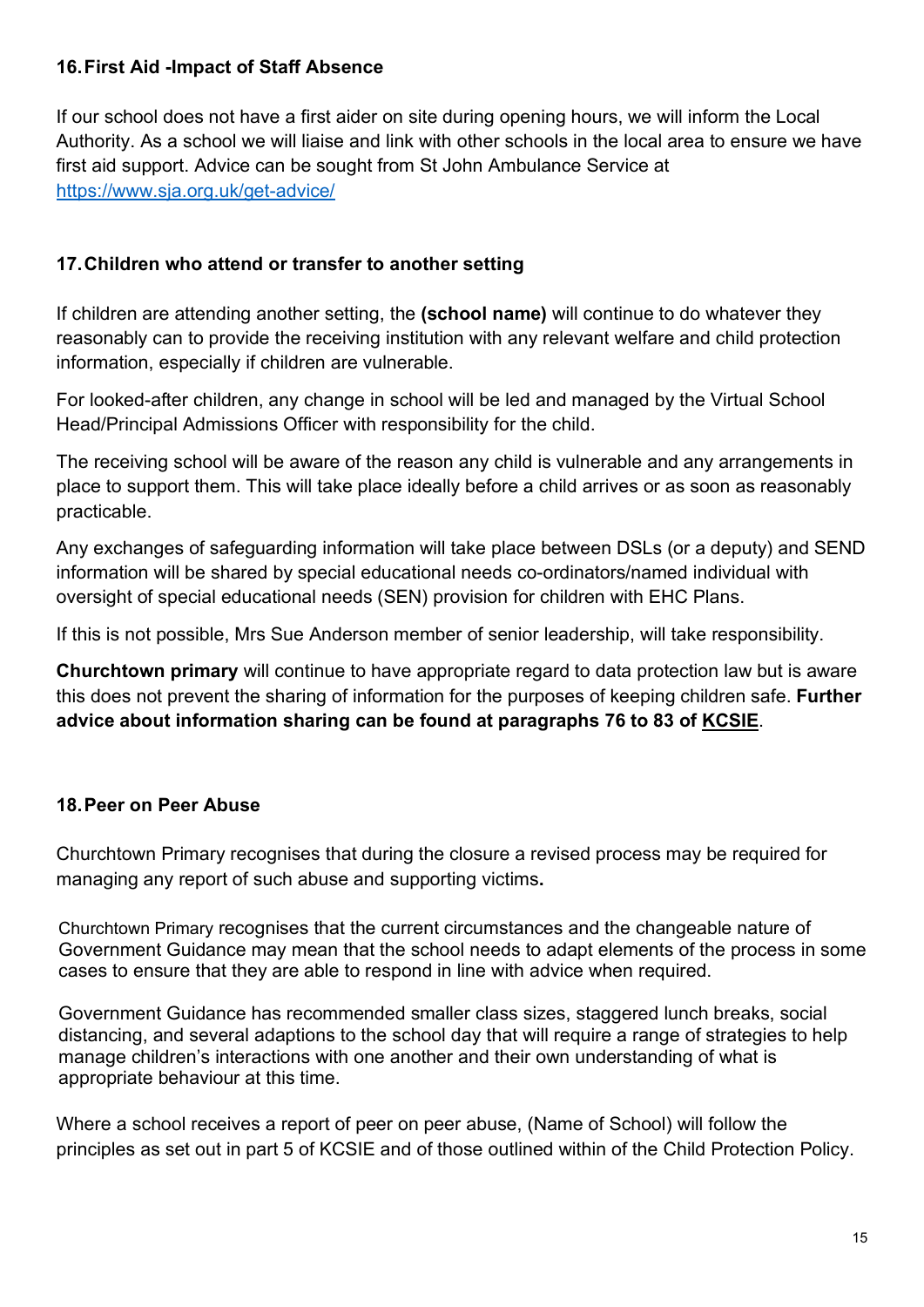## 16. First Aid -Impact of Staff Absence

If our school does not have a first aider on site during opening hours, we will inform the Local Authority. As a school we will liaise and link with other schools in the local area to ensure we have first aid support. Advice can be sought from St John Ambulance Service at https://www.sja.org.uk/get-advice/

## 17. Children who attend or transfer to another setting

If children are attending another setting, the **(school name)** will continue to do whatever they reasonably can to provide the receiving institution with any relevant welfare and child protection information, especially if children are vulnerable.

For looked-after children, any change in school will be led and managed by the Virtual School Head/Principal Admissions Officer with responsibility for the child.

The receiving school will be aware of the reason any child is vulnerable and any arrangements in place to support them. This will take place ideally before a child arrives or as soon as reasonably practicable.

Any exchanges of safeguarding information will take place between DSLs (or a deputy) and SEND information will be shared by special educational needs co-ordinators/named individual with oversight of special educational needs (SEN) provision for children with EHC Plans.

If this is not possible, Mrs Sue Anderson member of senior leadership, will take responsibility.

**Churchtown primary** will continue to have appropriate regard to data protection law but is aware this does not prevent the sharing of information for the purposes of keeping children safe. **Further advice about information sharing can be found at paragraphs 76 to 83 of KCSIE**.

## 18. Peer on Peer Abuse

Churchtown Primary recognises that during the closure a revised process may be required for managing any report of such abuse and supporting victims**.**

Churchtown Primary recognises that the current circumstances and the changeable nature of Government Guidance may mean that the school needs to adapt elements of the process in some cases to ensure that they are able to respond in line with advice when required.

Government Guidance has recommended smaller class sizes, staggered lunch breaks, social distancing, and several adaptions to the school day that will require a range of strategies to help manage children's interactions with one another and their own understanding of what is appropriate behaviour at this time.

Where a school receives a report of peer on peer abuse, (Name of School) will follow the principles as set out in part 5 of KCSIE and of those outlined within of the Child Protection Policy.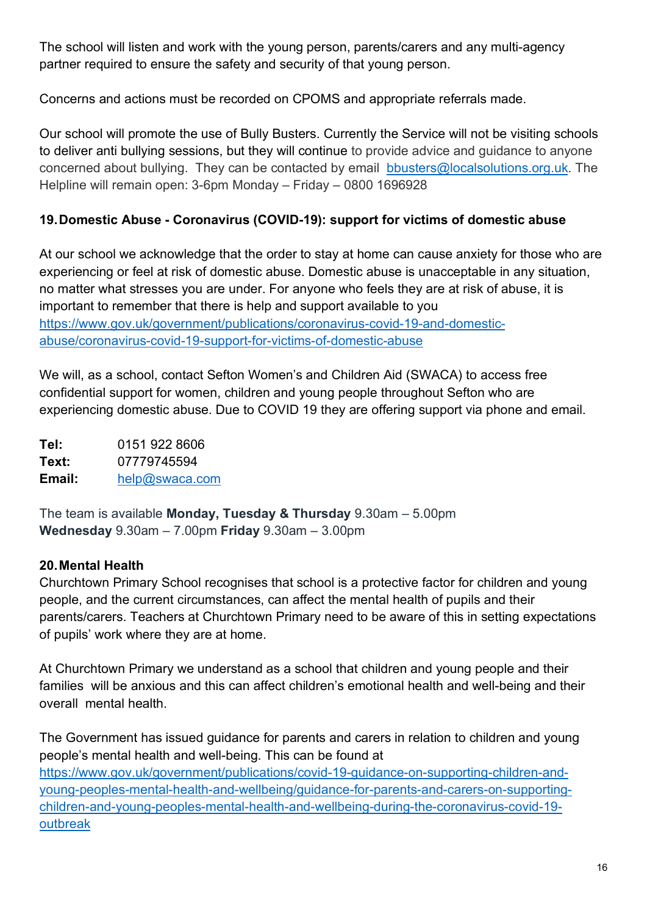The school will listen and work with the young person, parents/carers and any multi-agency partner required to ensure the safety and security of that young person.

Concerns and actions must be recorded on CPOMS and appropriate referrals made.

Our school will promote the use of Bully Busters. Currently the Service will not be visiting schools to deliver anti bullying sessions, but they will continue to provide advice and guidance to anyone concerned about bullying. They can be contacted by email bbusters@localsolutions.org.uk. The Helpline will remain open: 3-6pm Monday – Friday – 0800 1696928

## 19. Domestic Abuse - Coronavirus (COVID-19): support for victims of domestic abuse

At our school we acknowledge that the order to stay at home can cause anxiety for those who are experiencing or feel at risk of domestic abuse. Domestic abuse is unacceptable in any situation, no matter what stresses you are under. For anyone who feels they are at risk of abuse, it is important to remember that there is help and support available to you https://www.gov.uk/government/publications/coronavirus-covid-19-and-domestic-abuse/coronavirus-covid-19-support-for-victims-of-domestic-abuse

We will, as a school, contact Sefton Women's and Children Aid (SWACA) to access free confidential support for women, children and young people throughout Sefton who are experiencing domestic abuse. Due to COVID 19 they are offering support via phone and email.

**Tel:** 0151 922 8606
**Text:** 07779745594
**Email:** help@swaca.com

The team is available **Monday, Tuesday & Thursday** 9.30am – 5.00pm **Wednesday** 9.30am – 7.00pm **Friday** 9.30am – 3.00pm

## 20. Mental Health

Churchtown Primary School recognises that school is a protective factor for children and young people, and the current circumstances, can affect the mental health of pupils and their parents/carers. Teachers at Churchtown Primary need to be aware of this in setting expectations of pupils' work where they are at home.

At Churchtown Primary we understand as a school that children and young people and their families will be anxious and this can affect children's emotional health and well-being and their overall mental health.

The Government has issued guidance for parents and carers in relation to children and young people's mental health and well-being. This can be found at https://www.gov.uk/government/publications/covid-19-guidance-on-supporting-children-and-young-peoples-mental-health-and-wellbeing/guidance-for-parents-and-carers-on-supporting-children-and-young-peoples-mental-health-and-wellbeing-during-the-coronavirus-covid-19-outbreak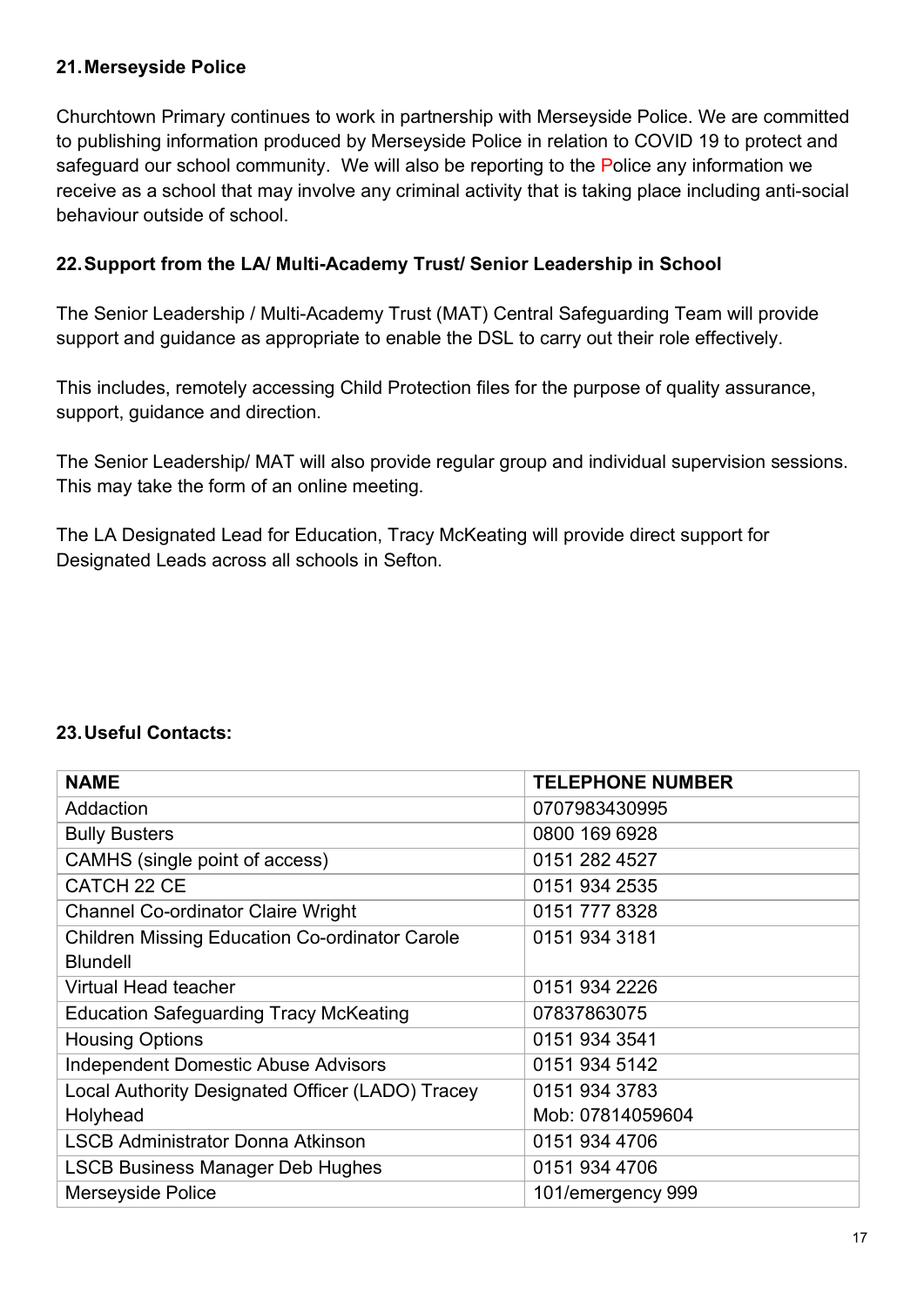## 21. Merseyside Police

Churchtown Primary continues to work in partnership with Merseyside Police. We are committed to publishing information produced by Merseyside Police in relation to COVID 19 to protect and safeguard our school community. We will also be reporting to the Police any information we receive as a school that may involve any criminal activity that is taking place including anti-social behaviour outside of school.

## 22. Support from the LA/ Multi-Academy Trust/ Senior Leadership in School

The Senior Leadership / Multi-Academy Trust (MAT) Central Safeguarding Team will provide support and guidance as appropriate to enable the DSL to carry out their role effectively.

This includes, remotely accessing Child Protection files for the purpose of quality assurance, support, guidance and direction.

The Senior Leadership/ MAT will also provide regular group and individual supervision sessions. This may take the form of an online meeting.

The LA Designated Lead for Education, Tracy McKeating will provide direct support for Designated Leads across all schools in Sefton.

## 23. Useful Contacts:

| NAME | TELEPHONE NUMBER |
|---|---|
| Addaction | 0707983430995 |
| Bully Busters | 0800 169 6928 |
| CAMHS (single point of access) | 0151 282 4527 |
| CATCH 22 CE | 0151 934 2535 |
| Channel Co-ordinator Claire Wright | 0151 777 8328 |
| Children Missing Education Co-ordinator Carole Blundell | 0151 934 3181 |
| Virtual Head teacher | 0151 934 2226 |
| Education Safeguarding Tracy McKeating | 07837863075 |
| Housing Options | 0151 934 3541 |
| Independent Domestic Abuse Advisors | 0151 934 5142 |
| Local Authority Designated Officer (LADO) Tracey Holyhead | 0151 934 3783<br>Mob: 07814059604 |
| LSCB Administrator Donna Atkinson | 0151 934 4706 |
| LSCB Business Manager Deb Hughes | 0151 934 4706 |
| Merseyside Police | 101/emergency 999 |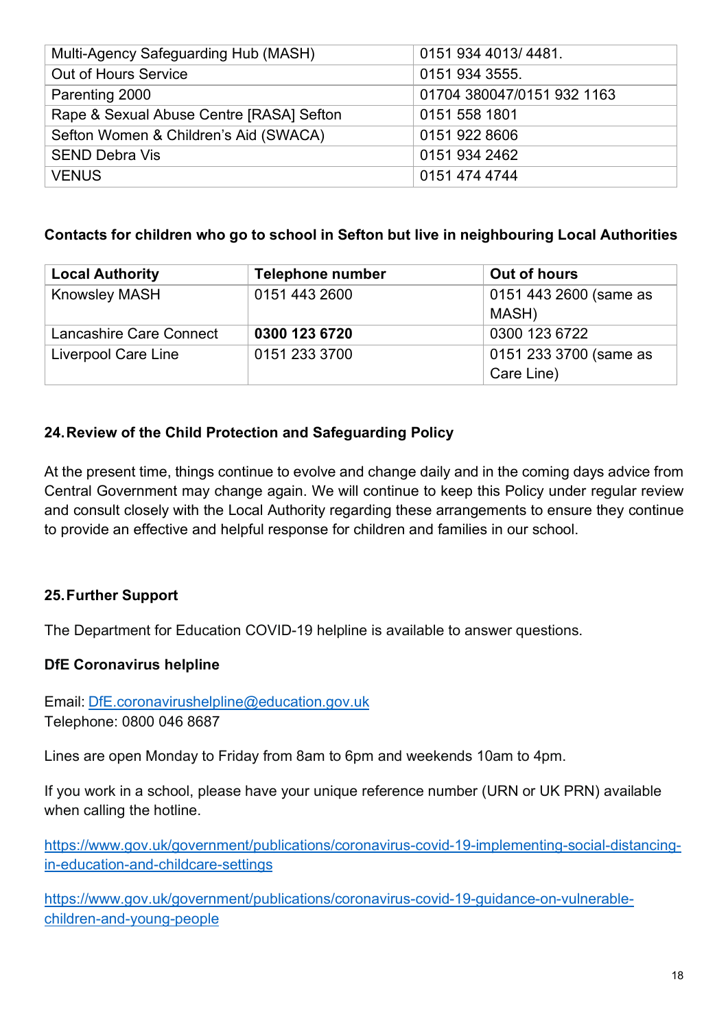| Multi-Agency Safeguarding Hub (MASH) | 0151 934 4013/ 4481. |
|---|---|
| Out of Hours Service | 0151 934 3555. |
| Parenting 2000 | 01704 380047/0151 932 1163 |
| Rape & Sexual Abuse Centre [RASA] Sefton | 0151 558 1801 |
| Sefton Women & Children's Aid (SWACA) | 0151 922 8606 |
| SEND Debra Vis | 0151 934 2462 |
| VENUS | 0151 474 4744 |

**Contacts for children who go to school in Sefton but live in neighbouring Local Authorities**

| Local Authority | Telephone number | Out of hours |
|---|---|---|
| Knowsley MASH | 0151 443 2600 | 0151 443 2600 (same as MASH) |
| Lancashire Care Connect | **0300 123 6720** | 0300 123 6722 |
| Liverpool Care Line | 0151 233 3700 | 0151 233 3700 (same as Care Line) |

## 24. Review of the Child Protection and Safeguarding Policy

At the present time, things continue to evolve and change daily and in the coming days advice from Central Government may change again. We will continue to keep this Policy under regular review and consult closely with the Local Authority regarding these arrangements to ensure they continue to provide an effective and helpful response for children and families in our school.

## 25. Further Support

The Department for Education COVID-19 helpline is available to answer questions.

**DfE Coronavirus helpline**

Email: DfE.coronavirushelpline@education.gov.uk
Telephone: 0800 046 8687

Lines are open Monday to Friday from 8am to 6pm and weekends 10am to 4pm.

If you work in a school, please have your unique reference number (URN or UK PRN) available when calling the hotline.

https://www.gov.uk/government/publications/coronavirus-covid-19-implementing-social-distancing-in-education-and-childcare-settings

https://www.gov.uk/government/publications/coronavirus-covid-19-guidance-on-vulnerable-children-and-young-people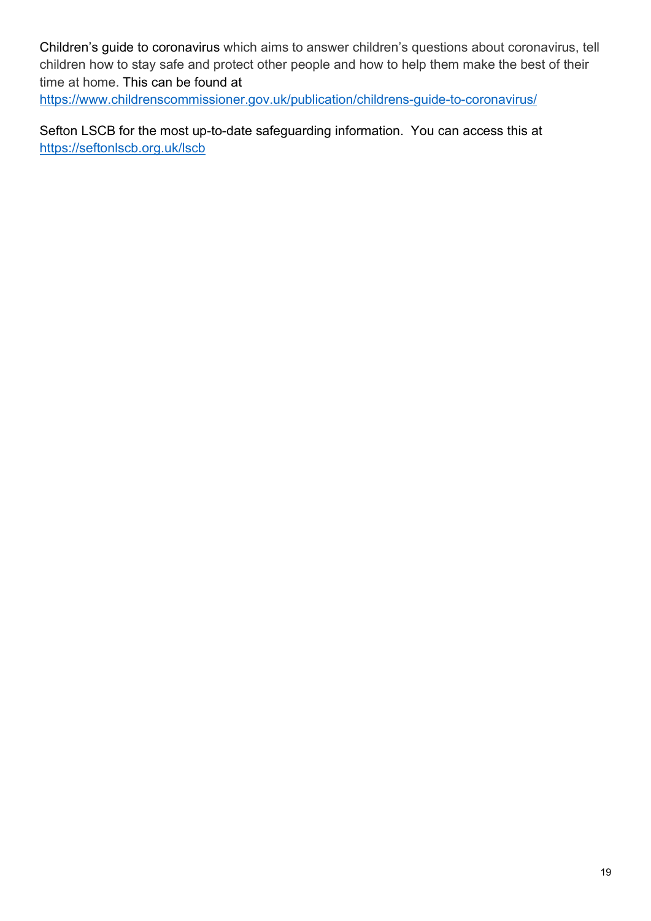Children's guide to coronavirus which aims to answer children's questions about coronavirus, tell children how to stay safe and protect other people and how to help them make the best of their time at home. This can be found at https://www.childrenscommissioner.gov.uk/publication/childrens-guide-to-coronavirus/

Sefton LSCB for the most up-to-date safeguarding information. You can access this at https://seftonlscb.org.uk/lscb